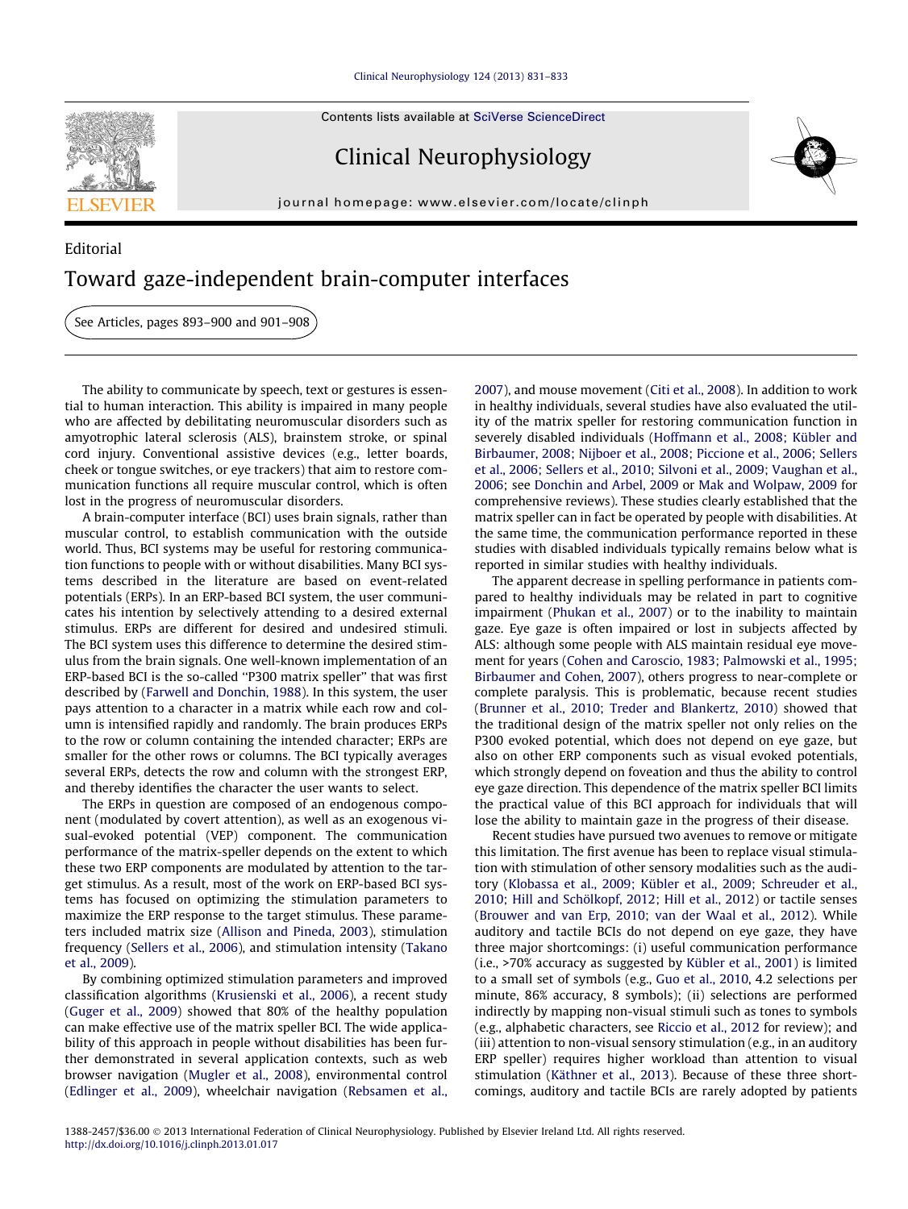Editorial

# Toward gaze-independent brain-computer interfaces

See Articles, pages 893–900 and 901–908

The ability to communicate by speech, text or gestures is essential to human interaction. This ability is impaired in many people who are affected by debilitating neuromuscular disorders such as amyotrophic lateral sclerosis (ALS), brainstem stroke, or spinal cord injury. Conventional assistive devices (e.g., letter boards, cheek or tongue switches, or eye trackers) that aim to restore communication functions all require muscular control, which is often lost in the progress of neuromuscular disorders.

A brain-computer interface (BCI) uses brain signals, rather than muscular control, to establish communication with the outside world. Thus, BCI systems may be useful for restoring communication functions to people with or without disabilities. Many BCI systems described in the literature are based on event-related potentials (ERPs). In an ERP-based BCI system, the user communicates his intention by selectively attending to a desired external stimulus. ERPs are different for desired and undesired stimuli. The BCI system uses this difference to determine the desired stimulus from the brain signals. One well-known implementation of an ERP-based BCI is the so-called "P300 matrix speller" that was first described by (Farwell and Donchin, 1988). In this system, the user pays attention to a character in a matrix while each row and column is intensified rapidly and randomly. The brain produces ERPs to the row or column containing the intended character; ERPs are smaller for the other rows or columns. The BCI typically averages several ERPs, detects the row and column with the strongest ERP, and thereby identifies the character the user wants to select.

The ERPs in question are composed of an endogenous component (modulated by covert attention), as well as an exogenous visual-evoked potential (VEP) component. The communication performance of the matrix-speller depends on the extent to which these two ERP components are modulated by attention to the target stimulus. As a result, most of the work on ERP-based BCI systems has focused on optimizing the stimulation parameters to maximize the ERP response to the target stimulus. These parameters included matrix size (Allison and Pineda, 2003), stimulation frequency (Sellers et al., 2006), and stimulation intensity (Takano et al., 2009).

By combining optimized stimulation parameters and improved classification algorithms (Krusienski et al., 2006), a recent study (Guger et al., 2009) showed that 80% of the healthy population can make effective use of the matrix speller BCI. The wide applicability of this approach in people without disabilities has been further demonstrated in several application contexts, such as web browser navigation (Mugler et al., 2008), environmental control (Edlinger et al., 2009), wheelchair navigation (Rebsamen et al., 2007), and mouse movement (Citi et al., 2008). In addition to work in healthy individuals, several studies have also evaluated the utility of the matrix speller for restoring communication function in severely disabled individuals (Hoffmann et al., 2008; Kübler and Birbaumer, 2008; Nijboer et al., 2008; Piccione et al., 2006; Sellers et al., 2006; Sellers et al., 2010; Silvoni et al., 2009; Vaughan et al., 2006; see Donchin and Arbel, 2009 or Mak and Wolpaw, 2009 for comprehensive reviews). These studies clearly established that the matrix speller can in fact be operated by people with disabilities. At the same time, the communication performance reported in these studies with disabled individuals typically remains below what is reported in similar studies with healthy individuals.

The apparent decrease in spelling performance in patients compared to healthy individuals may be related in part to cognitive impairment (Phukan et al., 2007) or to the inability to maintain gaze. Eye gaze is often impaired or lost in subjects affected by ALS: although some people with ALS maintain residual eye movement for years (Cohen and Caroscio, 1983; Palmowski et al., 1995; Birbaumer and Cohen, 2007), others progress to near-complete or complete paralysis. This is problematic, because recent studies (Brunner et al., 2010; Treder and Blankertz, 2010) showed that the traditional design of the matrix speller not only relies on the P300 evoked potential, which does not depend on eye gaze, but also on other ERP components such as visual evoked potentials, which strongly depend on foveation and thus the ability to control eye gaze direction. This dependence of the matrix speller BCI limits the practical value of this BCI approach for individuals that will lose the ability to maintain gaze in the progress of their disease.

Recent studies have pursued two avenues to remove or mitigate this limitation. The first avenue has been to replace visual stimulation with stimulation of other sensory modalities such as the auditory (Klobassa et al., 2009; Kübler et al., 2009; Schreuder et al., 2010; Hill and Schölkopf, 2012; Hill et al., 2012) or tactile senses (Brouwer and van Erp, 2010; van der Waal et al., 2012). While auditory and tactile BCIs do not depend on eye gaze, they have three major shortcomings: (i) useful communication performance (i.e., >70% accuracy as suggested by Kübler et al., 2001) is limited to a small set of symbols (e.g., Guo et al., 2010, 4.2 selections per minute, 86% accuracy, 8 symbols); (ii) selections are performed indirectly by mapping non-visual stimuli such as tones to symbols (e.g., alphabetic characters, see Riccio et al., 2012 for review); and (iii) attention to non-visual sensory stimulation (e.g., in an auditory ERP speller) requires higher workload than attention to visual stimulation (Käthner et al., 2013). Because of these three shortcomings, auditory and tactile BCIs are rarely adopted by patients

1388-2457/$36.00 © 2013 International Federation of Clinical Neurophysiology. Published by Elsevier Ireland Ltd. All rights reserved.
http://dx.doi.org/10.1016/j.clinph.2013.01.017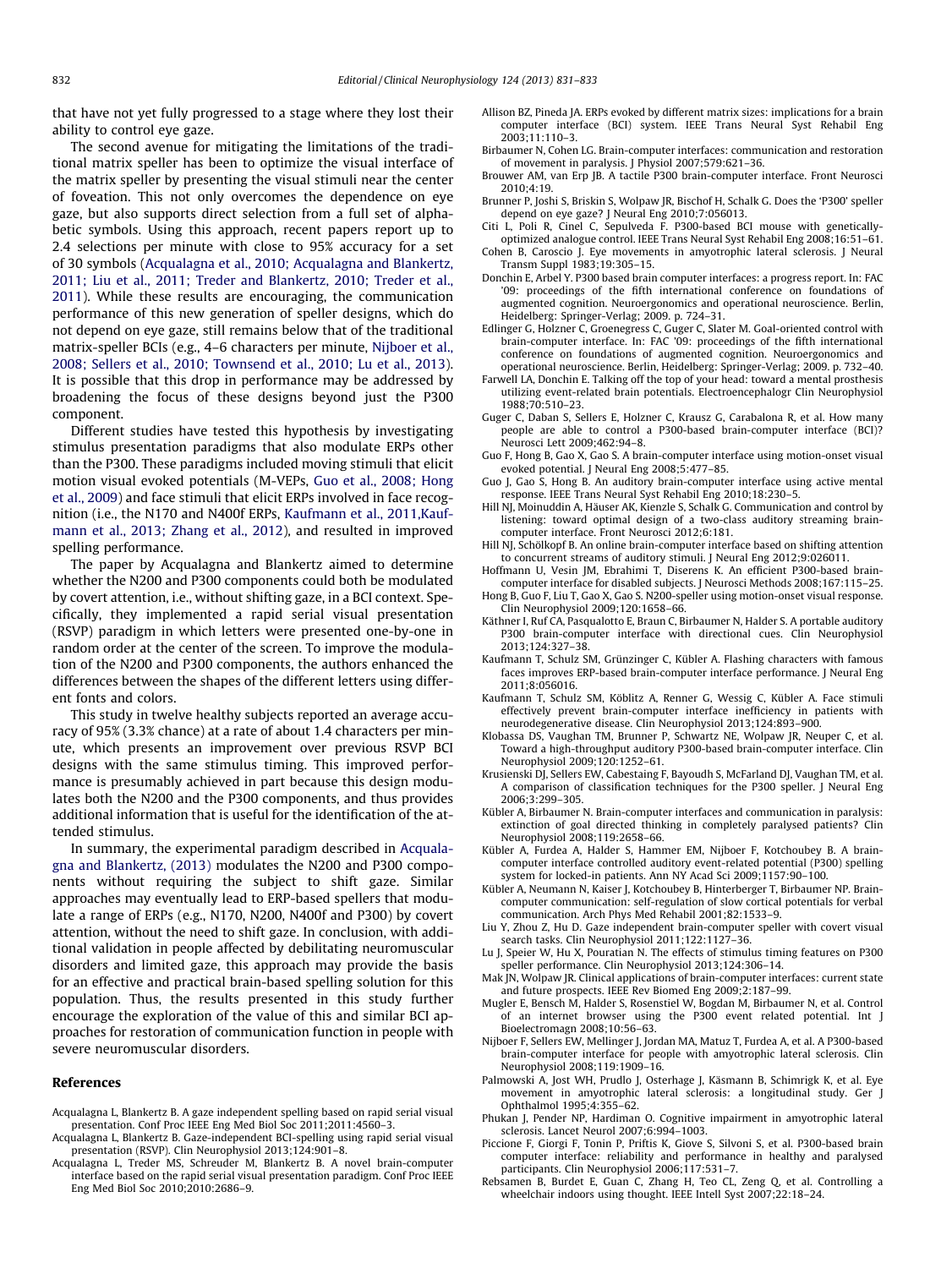that have not yet fully progressed to a stage where they lost their ability to control eye gaze.

The second avenue for mitigating the limitations of the traditional matrix speller has been to optimize the visual interface of the matrix speller by presenting the visual stimuli near the center of foveation. This not only overcomes the dependence on eye gaze, but also supports direct selection from a full set of alphabetic symbols. Using this approach, recent papers report up to 2.4 selections per minute with close to 95% accuracy for a set of 30 symbols (Acqualagna et al., 2010; Acqualagna and Blankertz, 2011; Liu et al., 2011; Treder and Blankertz, 2010; Treder et al., 2011). While these results are encouraging, the communication performance of this new generation of speller designs, which do not depend on eye gaze, still remains below that of the traditional matrix-speller BCIs (e.g., 4–6 characters per minute, Nijboer et al., 2008; Sellers et al., 2010; Townsend et al., 2010; Lu et al., 2013). It is possible that this drop in performance may be addressed by broadening the focus of these designs beyond just the P300 component.

Different studies have tested this hypothesis by investigating stimulus presentation paradigms that also modulate ERPs other than the P300. These paradigms included moving stimuli that elicit motion visual evoked potentials (M-VEPs, Guo et al., 2008; Hong et al., 2009) and face stimuli that elicit ERPs involved in face recognition (i.e., the N170 and N400f ERPs, Kaufmann et al., 2011,Kaufmann et al., 2013; Zhang et al., 2012), and resulted in improved spelling performance.

The paper by Acqualagna and Blankertz aimed to determine whether the N200 and P300 components could both be modulated by covert attention, i.e., without shifting gaze, in a BCI context. Specifically, they implemented a rapid serial visual presentation (RSVP) paradigm in which letters were presented one-by-one in random order at the center of the screen. To improve the modulation of the N200 and P300 components, the authors enhanced the differences between the shapes of the different letters using different fonts and colors.

This study in twelve healthy subjects reported an average accuracy of 95% (3.3% chance) at a rate of about 1.4 characters per minute, which presents an improvement over previous RSVP BCI designs with the same stimulus timing. This improved performance is presumably achieved in part because this design modulates both the N200 and the P300 components, and thus provides additional information that is useful for the identification of the attended stimulus.

In summary, the experimental paradigm described in Acqualagna and Blankertz, (2013) modulates the N200 and P300 components without requiring the subject to shift gaze. Similar approaches may eventually lead to ERP-based spellers that modulate a range of ERPs (e.g., N170, N200, N400f and P300) by covert attention, without the need to shift gaze. In conclusion, with additional validation in people affected by debilitating neuromuscular disorders and limited gaze, this approach may provide the basis for an effective and practical brain-based spelling solution for this population. Thus, the results presented in this study further encourage the exploration of the value of this and similar BCI approaches for restoration of communication function in people with severe neuromuscular disorders.

## References

Acqualagna L, Blankertz B. A gaze independent spelling based on rapid serial visual presentation. Conf Proc IEEE Eng Med Biol Soc 2011;2011:4560–3.

Acqualagna L, Blankertz B. Gaze-independent BCI-spelling using rapid serial visual presentation (RSVP). Clin Neurophysiol 2013;124:901–8.

Acqualagna L, Treder MS, Schreuder M, Blankertz B. A novel brain-computer interface based on the rapid serial visual presentation paradigm. Conf Proc IEEE Eng Med Biol Soc 2010;2010:2686–9.

Allison BZ, Pineda JA. ERPs evoked by different matrix sizes: implications for a brain computer interface (BCI) system. IEEE Trans Neural Syst Rehabil Eng 2003;11:110–3.

Birbaumer N, Cohen LG. Brain-computer interfaces: communication and restoration of movement in paralysis. J Physiol 2007;579:621–36.

Brouwer AM, van Erp JB. A tactile P300 brain-computer interface. Front Neurosci 2010;4:19.

Brunner P, Joshi S, Briskin S, Wolpaw JR, Bischof H, Schalk G. Does the 'P300' speller depend on eye gaze? J Neural Eng 2010;7:056013.

Citi L, Poli R, Cinel C, Sepulveda F. P300-based BCI mouse with genetically-optimized analogue control. IEEE Trans Neural Syst Rehabil Eng 2008;16:51–61.

Cohen B, Caroscio J. Eye movements in amyotrophic lateral sclerosis. J Neural Transm Suppl 1983;19:305–15.

Donchin E, Arbel Y. P300 based brain computer interfaces: a progress report. In: FAC '09: proceedings of the fifth international conference on foundations of augmented cognition. Neuroergonomics and operational neuroscience. Berlin, Heidelberg: Springer-Verlag; 2009. p. 724–31.

Edlinger G, Holzner C, Groenegress C, Guger C, Slater M. Goal-oriented control with brain-computer interface. In: FAC '09: proceedings of the fifth international conference on foundations of augmented cognition. Neuroergonomics and operational neuroscience. Berlin, Heidelberg: Springer-Verlag; 2009. p. 732–40.

Farwell LA, Donchin E. Talking off the top of your head: toward a mental prosthesis utilizing event-related brain potentials. Electroencephalogr Clin Neurophysiol 1988;70:510–23.

Guger C, Daban S, Sellers E, Holzner C, Krausz G, Carabalona R, et al. How many people are able to control a P300-based brain-computer interface (BCI)? Neurosci Lett 2009;462:94–8.

Guo F, Hong B, Gao X, Gao S. A brain-computer interface using motion-onset visual evoked potential. J Neural Eng 2008;5:477–85.

Guo J, Gao S, Hong B. An auditory brain-computer interface using active mental response. IEEE Trans Neural Syst Rehabil Eng 2010;18:230–5.

Hill NJ, Moinuddin A, Häuser AK, Kienzle S, Schalk G. Communication and control by listening: toward optimal design of a two-class auditory streaming brain-computer interface. Front Neurosci 2012;6:181.

Hill NJ, Schölkopf B. An online brain-computer interface based on shifting attention to concurrent streams of auditory stimuli. J Neural Eng 2012;9:026011.

Hoffmann U, Vesin JM, Ebrahimi T, Diserens K. An efficient P300-based brain-computer interface for disabled subjects. J Neurosci Methods 2008;167:115–25.

Hong B, Guo F, Liu T, Gao X, Gao S. N200-speller using motion-onset visual response. Clin Neurophysiol 2009;120:1658–66.

Käthner I, Ruf CA, Pasqualotto E, Braun C, Birbaumer N, Halder S. A portable auditory P300 brain-computer interface with directional cues. Clin Neurophysiol 2013;124:327–38.

Kaufmann T, Schulz SM, Grünzinger C, Kübler A. Flashing characters with famous faces improves ERP-based brain-computer interface performance. J Neural Eng 2011;8:056016.

Kaufmann T, Schulz SM, Köblitz A, Renner G, Wessig C, Kübler A. Face stimuli effectively prevent brain-computer interface inefficiency in patients with neurodegenerative disease. Clin Neurophysiol 2013;124:893–900.

Klobassa DS, Vaughan TM, Brunner P, Schwartz NE, Wolpaw JR, Neuper C, et al. Toward a high-throughput auditory P300-based brain-computer interface. Clin Neurophysiol 2009;120:1252–61.

Krusienski DJ, Sellers EW, Cabestaing F, Bayoudh S, McFarland DJ, Vaughan TM, et al. A comparison of classification techniques for the P300 speller. J Neural Eng 2006;3:299–305.

Kübler A, Birbaumer N. Brain-computer interfaces and communication in paralysis: extinction of goal directed thinking in completely paralysed patients? Clin Neurophysiol 2008;119:2658–66.

Kübler A, Furdea A, Halder S, Hammer EM, Nijboer F, Kotchoubey B. A brain-computer interface controlled auditory event-related potential (P300) spelling system for locked-in patients. Ann NY Acad Sci 2009;1157:90–100.

Kübler A, Neumann N, Kaiser J, Kotchoubey B, Hinterberger T, Birbaumer NP. Brain-computer communication: self-regulation of slow cortical potentials for verbal communication. Arch Phys Med Rehabil 2001;82:1533–9.

Liu Y, Zhou Z, Hu D. Gaze independent brain-computer speller with covert visual search tasks. Clin Neurophysiol 2011;122:1127–36.

Lu J, Speier W, Hu X, Pouratian N. The effects of stimulus timing features on P300 speller performance. Clin Neurophysiol 2013;124:306–14.

Mak JN, Wolpaw JR. Clinical applications of brain-computer interfaces: current state and future prospects. IEEE Rev Biomed Eng 2009;2:187–99.

Mugler E, Bensch M, Halder S, Rosenstiel W, Bogdan M, Birbaumer N, et al. Control of an internet browser using the P300 event related potential. Int J Bioelectromagn 2008;10:56–63.

Nijboer F, Sellers EW, Mellinger J, Jordan MA, Matuz T, Furdea A, et al. A P300-based brain-computer interface for people with amyotrophic lateral sclerosis. Clin Neurophysiol 2008;119:1909–16.

Palmowski A, Jost WH, Prudlo J, Osterhage J, Käsmann B, Schimrigk K, et al. Eye movement in amyotrophic lateral sclerosis: a longitudinal study. Ger J Ophthalmol 1995;4:355–62.

Phukan J, Pender NP, Hardiman O. Cognitive impairment in amyotrophic lateral sclerosis. Lancet Neurol 2007;6:994–1003.

Piccione F, Giorgi F, Tonin P, Priftis K, Giove S, Silvoni S, et al. P300-based brain computer interface: reliability and performance in healthy and paralysed participants. Clin Neurophysiol 2006;117:531–7.

Rebsamen B, Burdet E, Guan C, Zhang H, Teo CL, Zeng Q, et al. Controlling a wheelchair indoors using thought. IEEE Intell Syst 2007;22:18–24.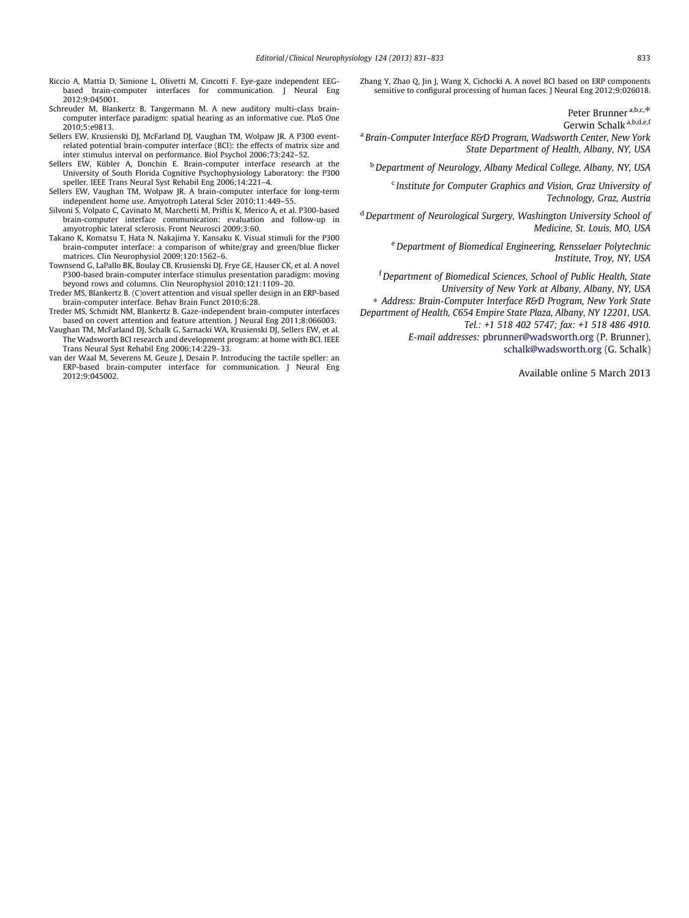Riccio A, Mattia D, Simione L, Olivetti M, Cincotti F. Eye-gaze independent EEG-based brain-computer interfaces for communication. J Neural Eng 2012;9:045001.

Schreuder M, Blankertz B, Tangermann M. A new auditory multi-class brain-computer interface paradigm: spatial hearing as an informative cue. PLoS One 2010;5:e9813.

Sellers EW, Krusienski DJ, McFarland DJ, Vaughan TM, Wolpaw JR. A P300 event-related potential brain-computer interface (BCI): the effects of matrix size and inter stimulus interval on performance. Biol Psychol 2006;73:242–52.

Sellers EW, Kübler A, Donchin E. Brain-computer interface research at the University of South Florida Cognitive Psychophysiology Laboratory: the P300 speller. IEEE Trans Neural Syst Rehabil Eng 2006;14:221–4.

Sellers EW, Vaughan TM, Wolpaw JR. A brain-computer interface for long-term independent home use. Amyotroph Lateral Scler 2010;11:449–55.

Silvoni S, Volpato C, Cavinato M, Marchetti M, Priftis K, Merico A, et al. P300-based brain-computer interface communication: evaluation and follow-up in amyotrophic lateral sclerosis. Front Neurosci 2009;3:60.

Takano K, Komatsu T, Hata N, Nakajima Y, Kansaku K. Visual stimuli for the P300 brain-computer interface: a comparison of white/gray and green/blue flicker matrices. Clin Neurophysiol 2009;120:1562–6.

Townsend G, LaPallo BK, Boulay CB, Krusienski DJ, Frye GE, Hauser CK, et al. A novel P300-based brain-computer interface stimulus presentation paradigm: moving beyond rows and columns. Clin Neurophysiol 2010;121:1109–20.

Treder MS, Blankertz B. (C)overt attention and visual speller design in an ERP-based brain-computer interface. Behav Brain Funct 2010;6:28.

Treder MS, Schmidt NM, Blankertz B. Gaze-independent brain-computer interfaces based on covert attention and feature attention. J Neural Eng 2011;8:066003.

Vaughan TM, McFarland DJ, Schalk G, Sarnacki WA, Krusienski DJ, Sellers EW, et al. The Wadsworth BCI research and development program: at home with BCI. IEEE Trans Neural Syst Rehabil Eng 2006;14:229–33.

van der Waal M, Severens M, Geuze J, Desain P. Introducing the tactile speller: an ERP-based brain-computer interface for communication. J Neural Eng 2012;9:045002.

Zhang Y, Zhao Q, Jin J, Wang X, Cichocki A. A novel BCI based on ERP components sensitive to configural processing of human faces. J Neural Eng 2012;9:026018.

Peter Brunner [a,b,c,*]

Gerwin Schalk [a,b,d,e,f]

[a] *Brain-Computer Interface R&D Program, Wadsworth Center, New York State Department of Health, Albany, NY, USA*

[b] *Department of Neurology, Albany Medical College, Albany, NY, USA*

[c] *Institute for Computer Graphics and Vision, Graz University of Technology, Graz, Austria*

[d] *Department of Neurological Surgery, Washington University School of Medicine, St. Louis, MO, USA*

[e] *Department of Biomedical Engineering, Rensselaer Polytechnic Institute, Troy, NY, USA*

[f] *Department of Biomedical Sciences, School of Public Health, State University of New York at Albany, Albany, NY, USA*

* *Address: Brain-Computer Interface R&D Program, New York State Department of Health, C654 Empire State Plaza, Albany, NY 12201, USA. Tel.: +1 518 402 5747; fax: +1 518 486 4910.*

*E-mail addresses:* pbrunner@wadsworth.org (P. Brunner), schalk@wadsworth.org (G. Schalk)

Available online 5 March 2013